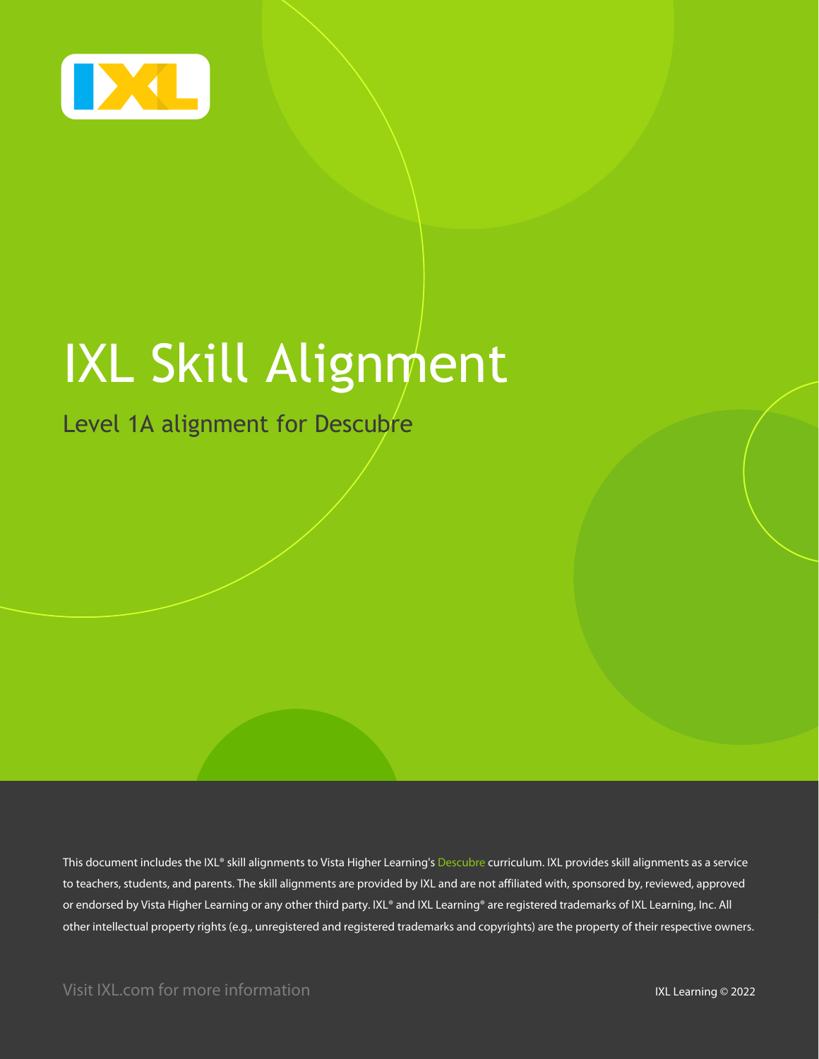# IXL Skill Alignment

## Level 1A alignment for Descubre

This document includes the IXL® skill alignments to Vista Higher Learning's Descubre curriculum. IXL provides skill alignments as a service to teachers, students, and parents. The skill alignments are provided by IXL and are not affiliated with, sponsored by, reviewed, approved or endorsed by Vista Higher Learning or any other third party. IXL® and IXL Learning® are registered trademarks of IXL Learning, Inc. All other intellectual property rights (e.g., unregistered and registered trademarks and copyrights) are the property of their respective owners.

Visit IXL.com for more information

IXL Learning © 2022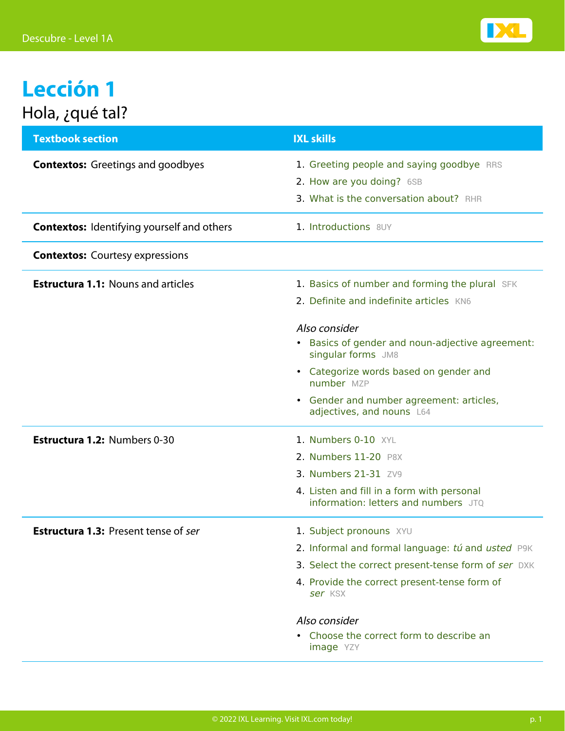# Lección 1

Hola, ¿qué tal?

| Textbook section | IXL skills |
|---|---|
| **Contextos:** Greetings and goodbyes | 1. Greeting people and saying goodbye RRS<br>2. How are you doing? 6SB<br>3. What is the conversation about? RHR |
| **Contextos:** Identifying yourself and others | 1. Introductions 8UY |
| **Contextos:** Courtesy expressions | |
| **Estructura 1.1:** Nouns and articles | 1. Basics of number and forming the plural SFK<br>2. Definite and indefinite articles KN6<br><br>*Also consider*<br>• Basics of gender and noun-adjective agreement: singular forms JM8<br>• Categorize words based on gender and number MZP<br>• Gender and number agreement: articles, adjectives, and nouns L64 |
| **Estructura 1.2:** Numbers 0-30 | 1. Numbers 0-10 XYL<br>2. Numbers 11-20 P8X<br>3. Numbers 21-31 ZV9<br>4. Listen and fill in a form with personal information: letters and numbers JTQ |
| **Estructura 1.3:** Present tense of *ser* | 1. Subject pronouns XYU<br>2. Informal and formal language: *tú* and *usted* P9K<br>3. Select the correct present-tense form of *ser* DXK<br>4. Provide the correct present-tense form of *ser* KSX<br><br>*Also consider*<br>• Choose the correct form to describe an image YZY |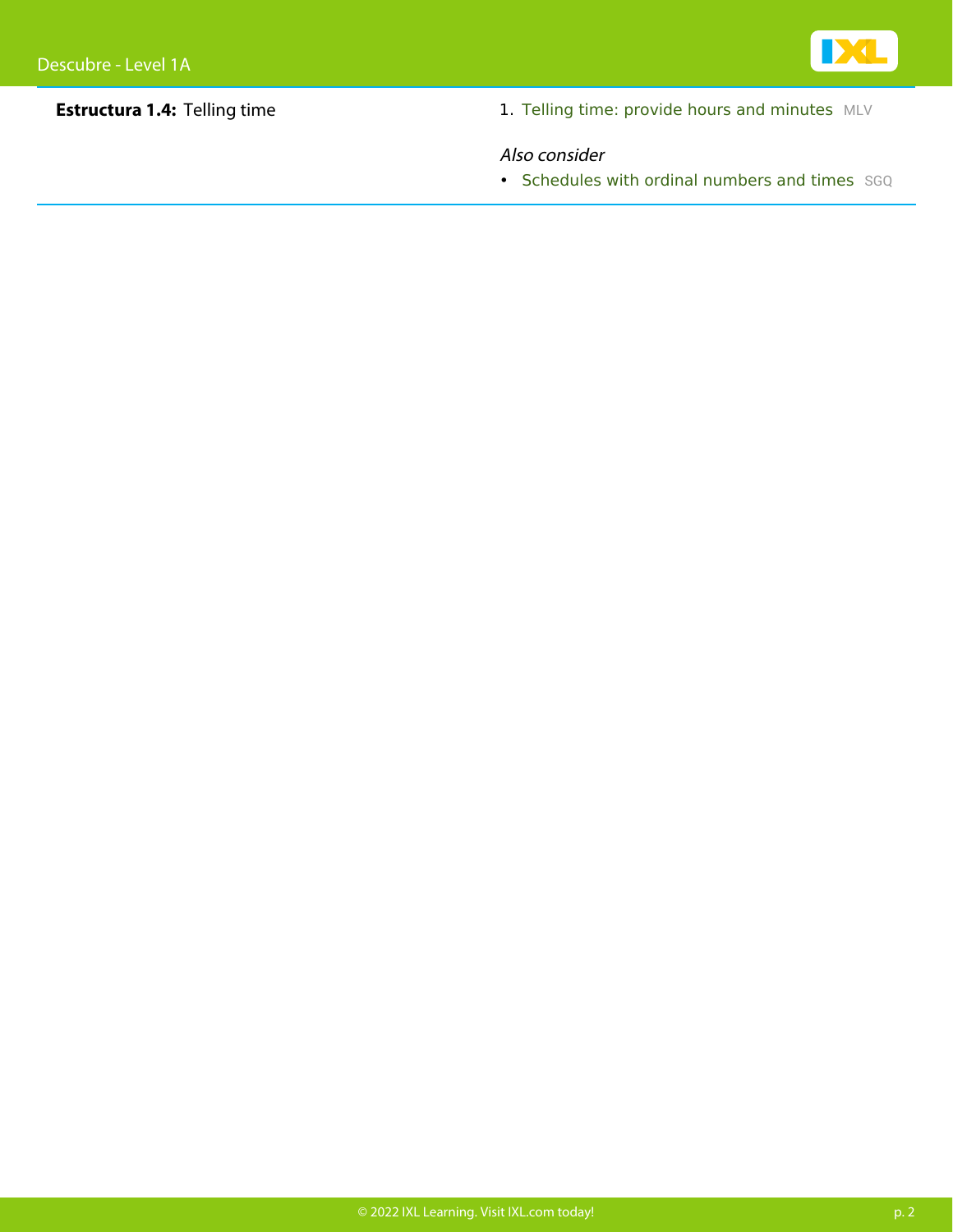| | |
|---|---|
| **Estructura 1.4:** Telling time | 1. Telling time: provide hours and minutes MLV<br><br>*Also consider*<br>• Schedules with ordinal numbers and times SGQ |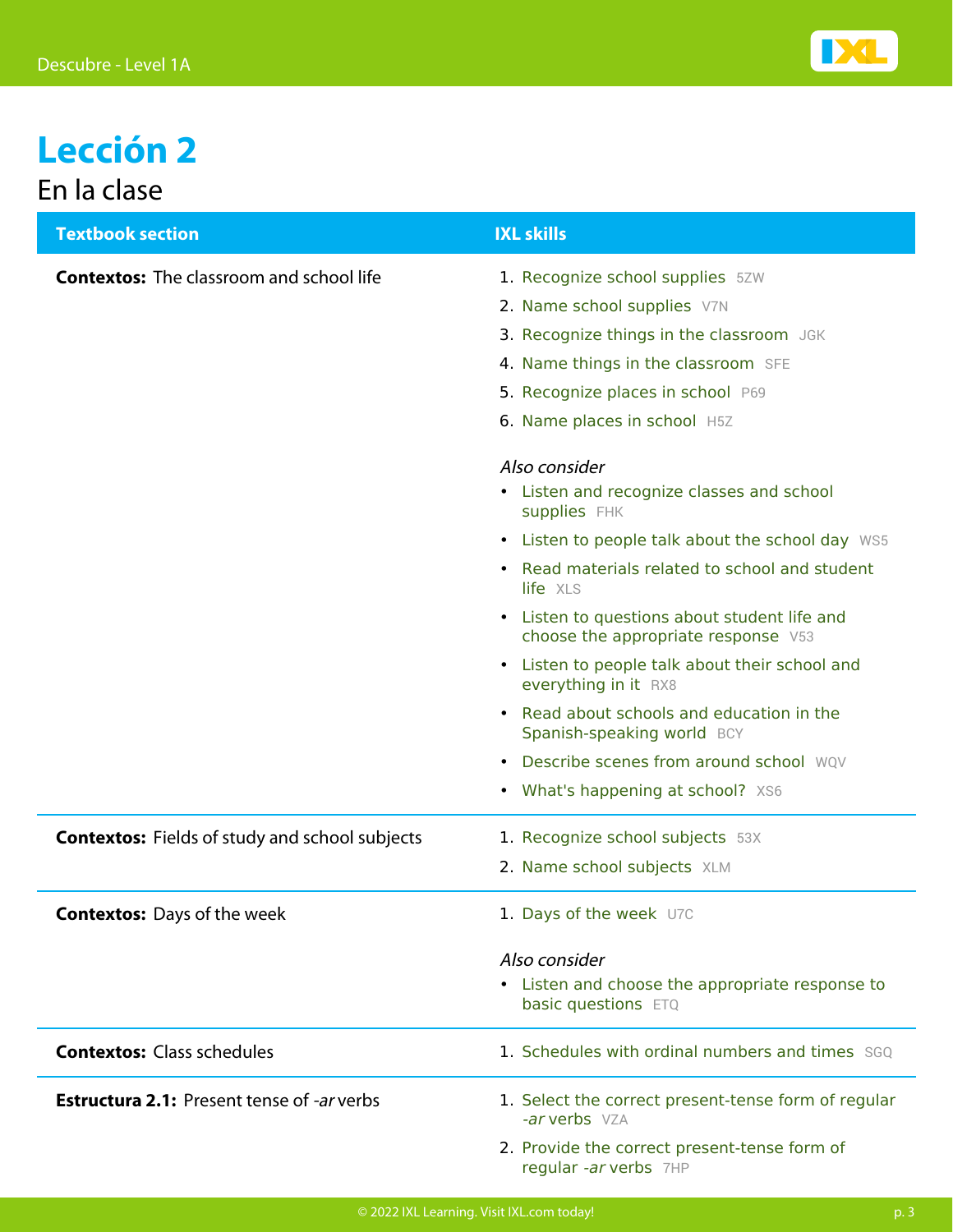# Lección 2

## En la clase

| Textbook section | IXL skills |
|---|---|
| **Contextos:** The classroom and school life | 1. Recognize school supplies 5ZW<br>2. Name school supplies V7N<br>3. Recognize things in the classroom JGK<br>4. Name things in the classroom SFE<br>5. Recognize places in school P69<br>6. Name places in school H5Z<br><br>*Also consider*<br>• Listen and recognize classes and school supplies FHK<br>• Listen to people talk about the school day WS5<br>• Read materials related to school and student life XLS<br>• Listen to questions about student life and choose the appropriate response V53<br>• Listen to people talk about their school and everything in it RX8<br>• Read about schools and education in the Spanish-speaking world BCY<br>• Describe scenes from around school WQV<br>• What's happening at school? XS6 |
| **Contextos:** Fields of study and school subjects | 1. Recognize school subjects 53X<br>2. Name school subjects XLM |
| **Contextos:** Days of the week | 1. Days of the week U7C<br><br>*Also consider*<br>• Listen and choose the appropriate response to basic questions ETQ |
| **Contextos:** Class schedules | 1. Schedules with ordinal numbers and times SGQ |
| **Estructura 2.1:** Present tense of *-ar* verbs | 1. Select the correct present-tense form of regular *-ar* verbs VZA<br>2. Provide the correct present-tense form of regular *-ar* verbs 7HP |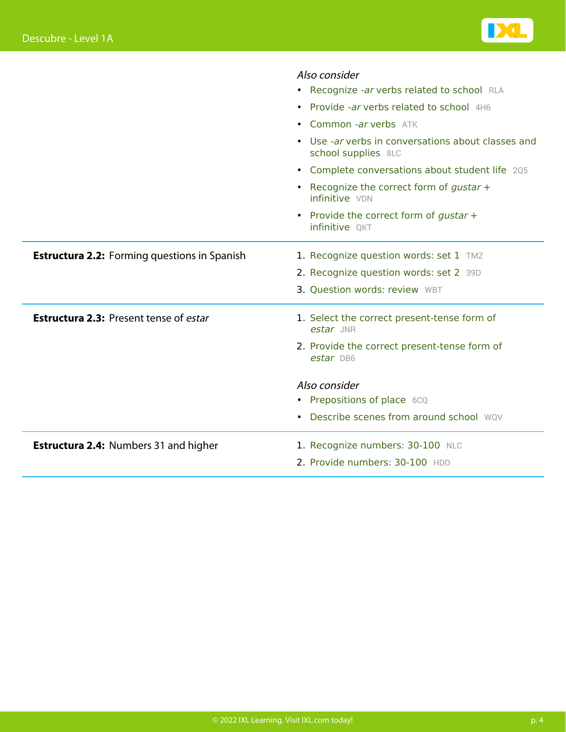*Also consider*

- Recognize *-ar* verbs related to school RLA
- Provide *-ar* verbs related to school 4H6
- Common *-ar* verbs ATK
- Use *-ar* verbs in conversations about classes and school supplies 8LC
- Complete conversations about student life 2Q5
- Recognize the correct form of *gustar* + infinitive VDN
- Provide the correct form of *gustar* + infinitive QKT

---

**Estructura 2.2:** Forming questions in Spanish

1. Recognize question words: set 1 TMZ
2. Recognize question words: set 2 39D
3. Question words: review WBT

---

**Estructura 2.3:** Present tense of *estar*

1. Select the correct present-tense form of *estar* JNR
2. Provide the correct present-tense form of *estar* DB6

*Also consider*

- Prepositions of place 6CQ
- Describe scenes from around school WQV

---

**Estructura 2.4:** Numbers 31 and higher

1. Recognize numbers: 30-100 NLC
2. Provide numbers: 30-100 HDD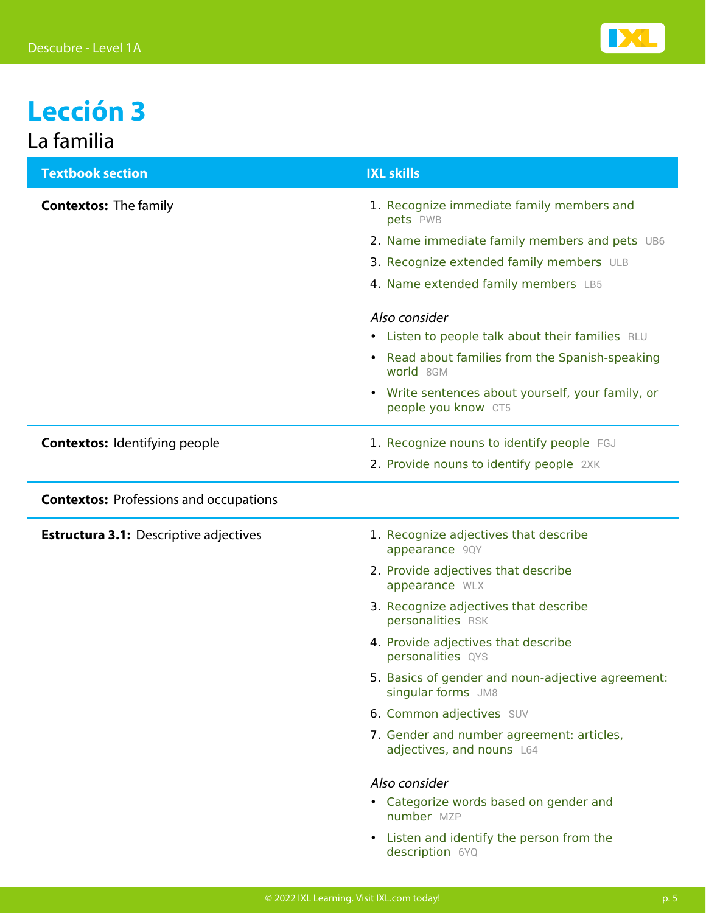# Lección 3

## La familia

| Textbook section | IXL skills |
|---|---|
| **Contextos:** The family | 1. Recognize immediate family members and pets PWB<br>2. Name immediate family members and pets UB6<br>3. Recognize extended family members ULB<br>4. Name extended family members LB5<br><br>*Also consider*<br>• Listen to people talk about their families RLU<br>• Read about families from the Spanish-speaking world 8GM<br>• Write sentences about yourself, your family, or people you know CT5 |
| **Contextos:** Identifying people | 1. Recognize nouns to identify people FGJ<br>2. Provide nouns to identify people 2XK |
| **Contextos:** Professions and occupations | |
| **Estructura 3.1:** Descriptive adjectives | 1. Recognize adjectives that describe appearance 9QY<br>2. Provide adjectives that describe appearance WLX<br>3. Recognize adjectives that describe personalities RSK<br>4. Provide adjectives that describe personalities QYS<br>5. Basics of gender and noun-adjective agreement: singular forms JM8<br>6. Common adjectives SUV<br>7. Gender and number agreement: articles, adjectives, and nouns L64<br><br>*Also consider*<br>• Categorize words based on gender and number MZP<br>• Listen and identify the person from the description 6YQ |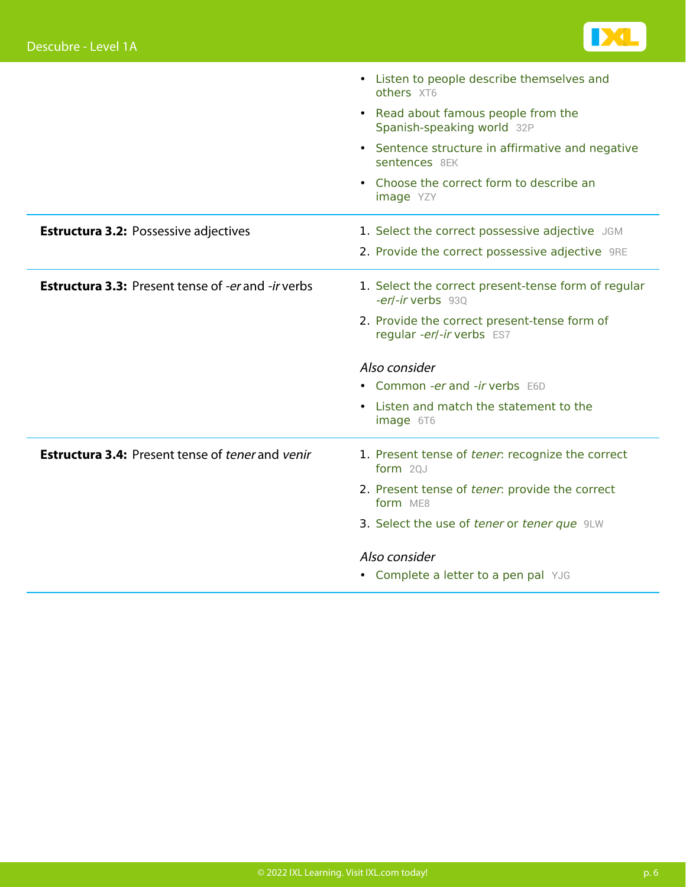| | |
|---|---|
| | • Listen to people describe themselves and others XT6<br>• Read about famous people from the Spanish-speaking world 32P<br>• Sentence structure in affirmative and negative sentences 8EK<br>• Choose the correct form to describe an image YZY |
| **Estructura 3.2:** Possessive adjectives | 1. Select the correct possessive adjective JGM<br>2. Provide the correct possessive adjective 9RE |
| **Estructura 3.3:** Present tense of *-er* and *-ir* verbs | 1. Select the correct present-tense form of regular *-er*/*-ir* verbs 93Q<br>2. Provide the correct present-tense form of regular *-er*/*-ir* verbs ES7<br><br>*Also consider*<br>• Common *-er* and *-ir* verbs E6D<br>• Listen and match the statement to the image 6T6 |
| **Estructura 3.4:** Present tense of *tener* and *venir* | 1. Present tense of *tener*: recognize the correct form 2QJ<br>2. Present tense of *tener*: provide the correct form ME8<br>3. Select the use of *tener* or *tener que* 9LW<br><br>*Also consider*<br>• Complete a letter to a pen pal YJG |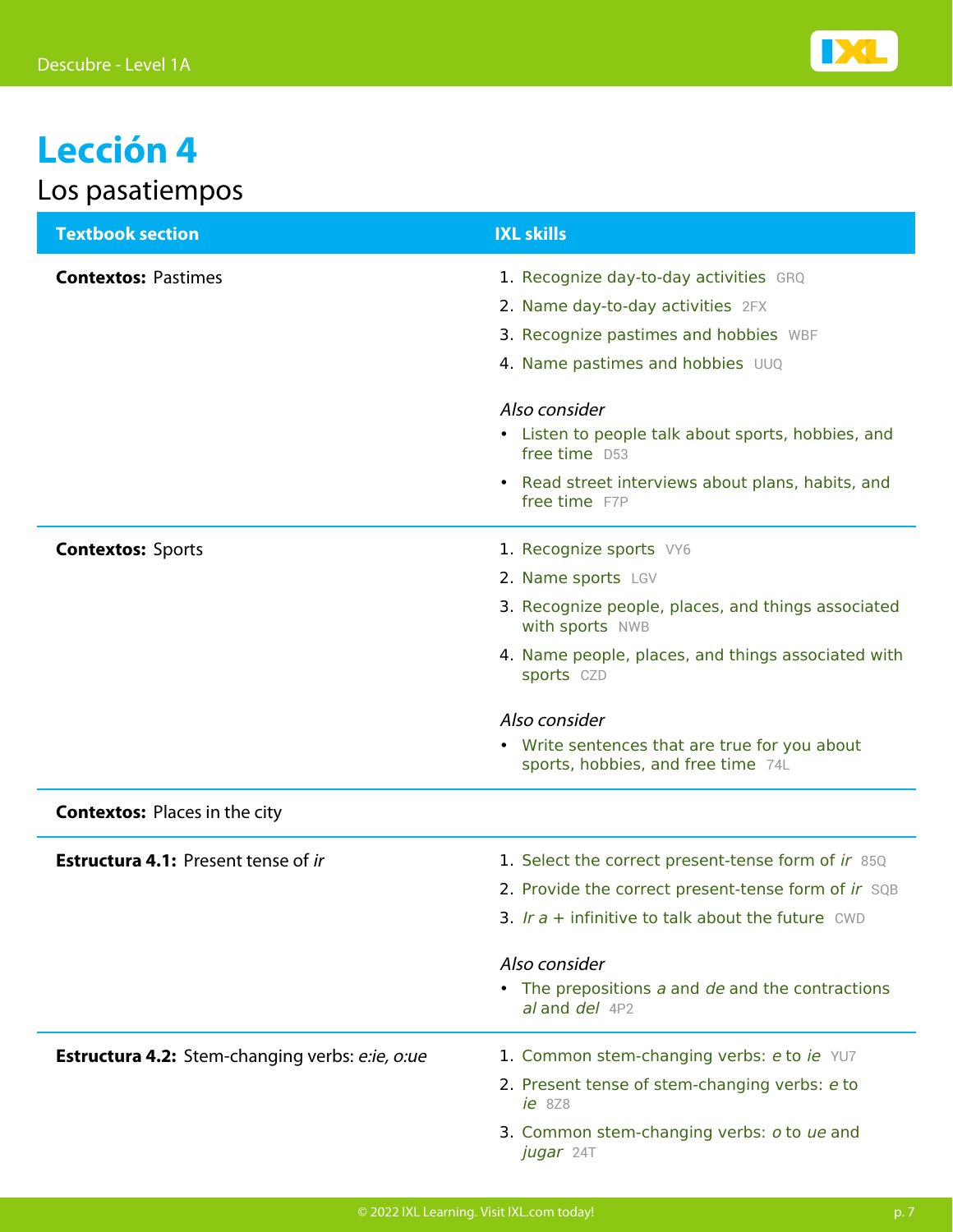# Lección 4

## Los pasatiempos

| Textbook section | IXL skills |
|---|---|
| **Contextos:** Pastimes | 1. Recognize day-to-day activities GRQ<br>2. Name day-to-day activities 2FX<br>3. Recognize pastimes and hobbies WBF<br>4. Name pastimes and hobbies UUQ<br><br>*Also consider*<br>• Listen to people talk about sports, hobbies, and free time D53<br>• Read street interviews about plans, habits, and free time F7P |
| **Contextos:** Sports | 1. Recognize sports VY6<br>2. Name sports LGV<br>3. Recognize people, places, and things associated with sports NWB<br>4. Name people, places, and things associated with sports CZD<br><br>*Also consider*<br>• Write sentences that are true for you about sports, hobbies, and free time 74L |
| **Contextos:** Places in the city | |
| **Estructura 4.1:** Present tense of *ir* | 1. Select the correct present-tense form of *ir* 85Q<br>2. Provide the correct present-tense form of *ir* SQB<br>3. *Ir a* + infinitive to talk about the future CWD<br><br>*Also consider*<br>• The prepositions *a* and *de* and the contractions *al* and *del* 4P2 |
| **Estructura 4.2:** Stem-changing verbs: *e:ie, o:ue* | 1. Common stem-changing verbs: *e* to *ie* YU7<br>2. Present tense of stem-changing verbs: *e* to *ie* 8Z8<br>3. Common stem-changing verbs: *o* to *ue* and *jugar* 24T |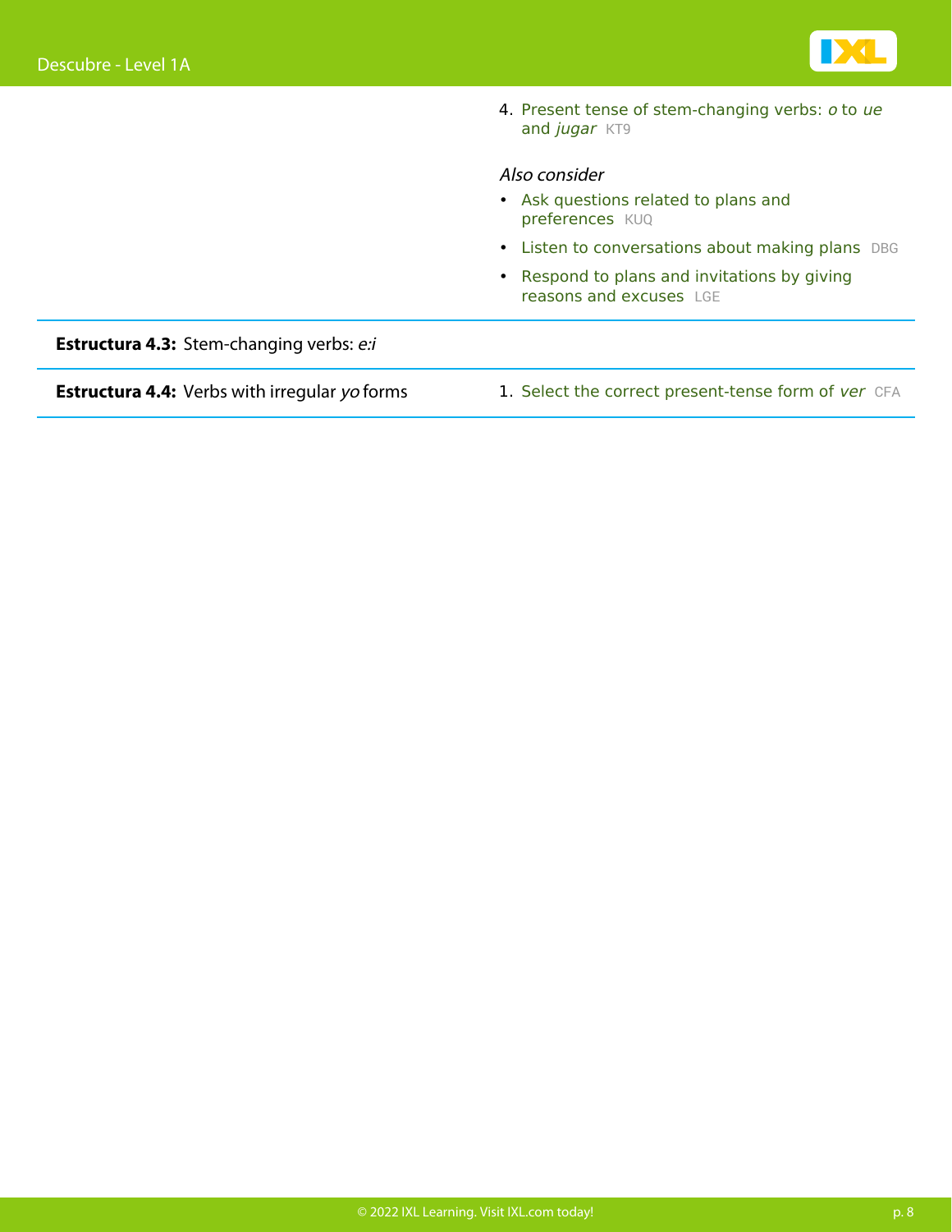| | |
| --- | --- |
| | 4. Present tense of stem-changing verbs: *o* to *ue* and *jugar* KT9<br><br>*Also consider*<br>• Ask questions related to plans and preferences KUQ<br>• Listen to conversations about making plans DBG<br>• Respond to plans and invitations by giving reasons and excuses LGE |
| **Estructura 4.3:** Stem-changing verbs: *e:i* | |
| **Estructura 4.4:** Verbs with irregular *yo* forms | 1. Select the correct present-tense form of *ver* CFA |